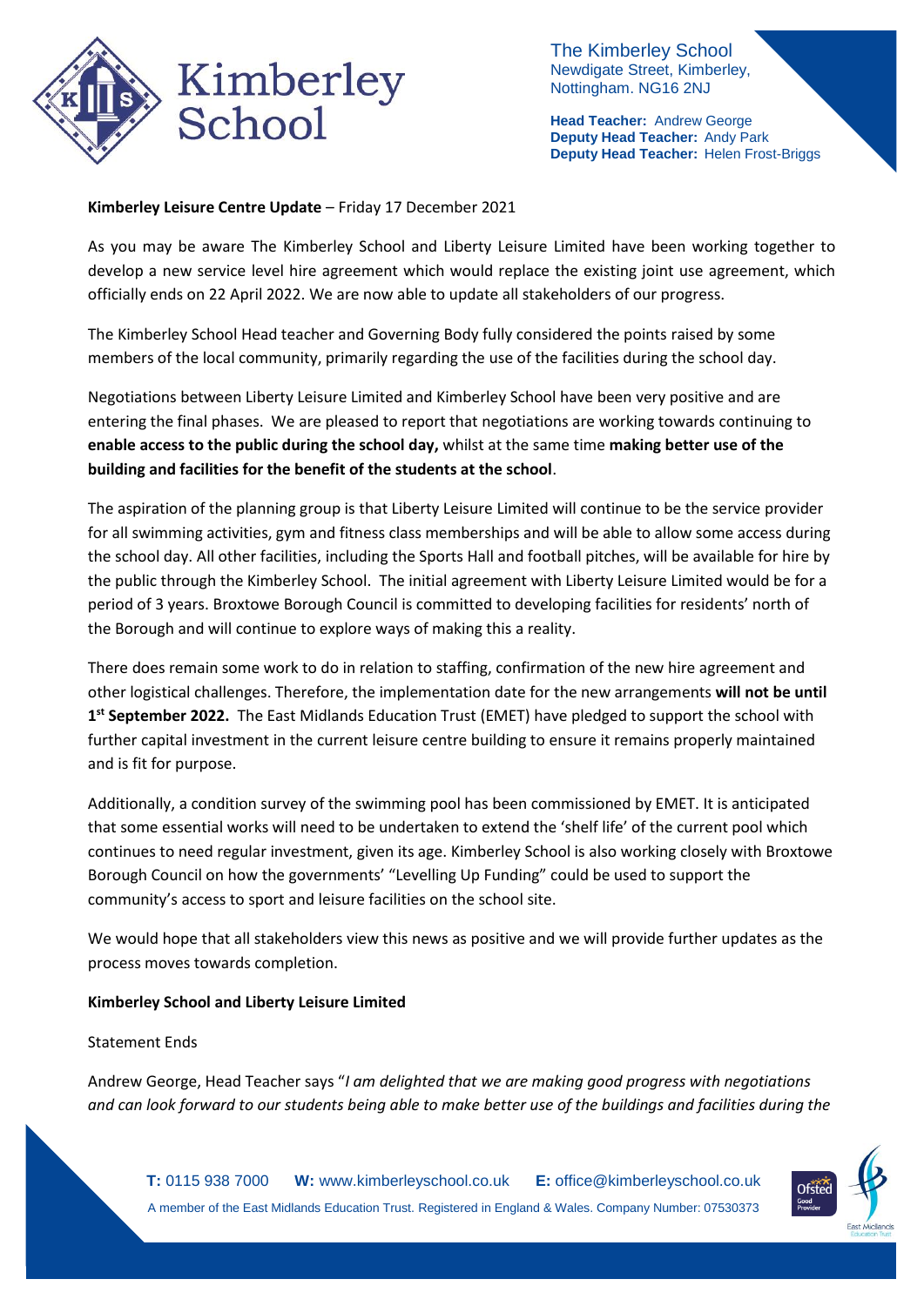The Kimberley School
Newdigate Street, Kimberley,
Nottingham. NG16 2NJ

**Head Teacher:** Andrew George
**Deputy Head Teacher:** Andy Park
**Deputy Head Teacher:** Helen Frost-Briggs

**Kimberley Leisure Centre Update** – Friday 17 December 2021

As you may be aware The Kimberley School and Liberty Leisure Limited have been working together to develop a new service level hire agreement which would replace the existing joint use agreement, which officially ends on 22 April 2022. We are now able to update all stakeholders of our progress.

The Kimberley School Head teacher and Governing Body fully considered the points raised by some members of the local community, primarily regarding the use of the facilities during the school day.

Negotiations between Liberty Leisure Limited and Kimberley School have been very positive and are entering the final phases. We are pleased to report that negotiations are working towards continuing to **enable access to the public during the school day,** whilst at the same time **making better use of the building and facilities for the benefit of the students at the school**.

The aspiration of the planning group is that Liberty Leisure Limited will continue to be the service provider for all swimming activities, gym and fitness class memberships and will be able to allow some access during the school day. All other facilities, including the Sports Hall and football pitches, will be available for hire by the public through the Kimberley School. The initial agreement with Liberty Leisure Limited would be for a period of 3 years. Broxtowe Borough Council is committed to developing facilities for residents' north of the Borough and will continue to explore ways of making this a reality.

There does remain some work to do in relation to staffing, confirmation of the new hire agreement and other logistical challenges. Therefore, the implementation date for the new arrangements **will not be until 1st September 2022.** The East Midlands Education Trust (EMET) have pledged to support the school with further capital investment in the current leisure centre building to ensure it remains properly maintained and is fit for purpose.

Additionally, a condition survey of the swimming pool has been commissioned by EMET. It is anticipated that some essential works will need to be undertaken to extend the 'shelf life' of the current pool which continues to need regular investment, given its age. Kimberley School is also working closely with Broxtowe Borough Council on how the governments' "Levelling Up Funding" could be used to support the community's access to sport and leisure facilities on the school site.

We would hope that all stakeholders view this news as positive and we will provide further updates as the process moves towards completion.

**Kimberley School and Liberty Leisure Limited**

Statement Ends

Andrew George, Head Teacher says "*I am delighted that we are making good progress with negotiations and can look forward to our students being able to make better use of the buildings and facilities during the*

**T:** 0115 938 7000 **W:** www.kimberleyschool.co.uk **E:** office@kimberleyschool.co.uk
A member of the East Midlands Education Trust. Registered in England & Wales. Company Number: 07530373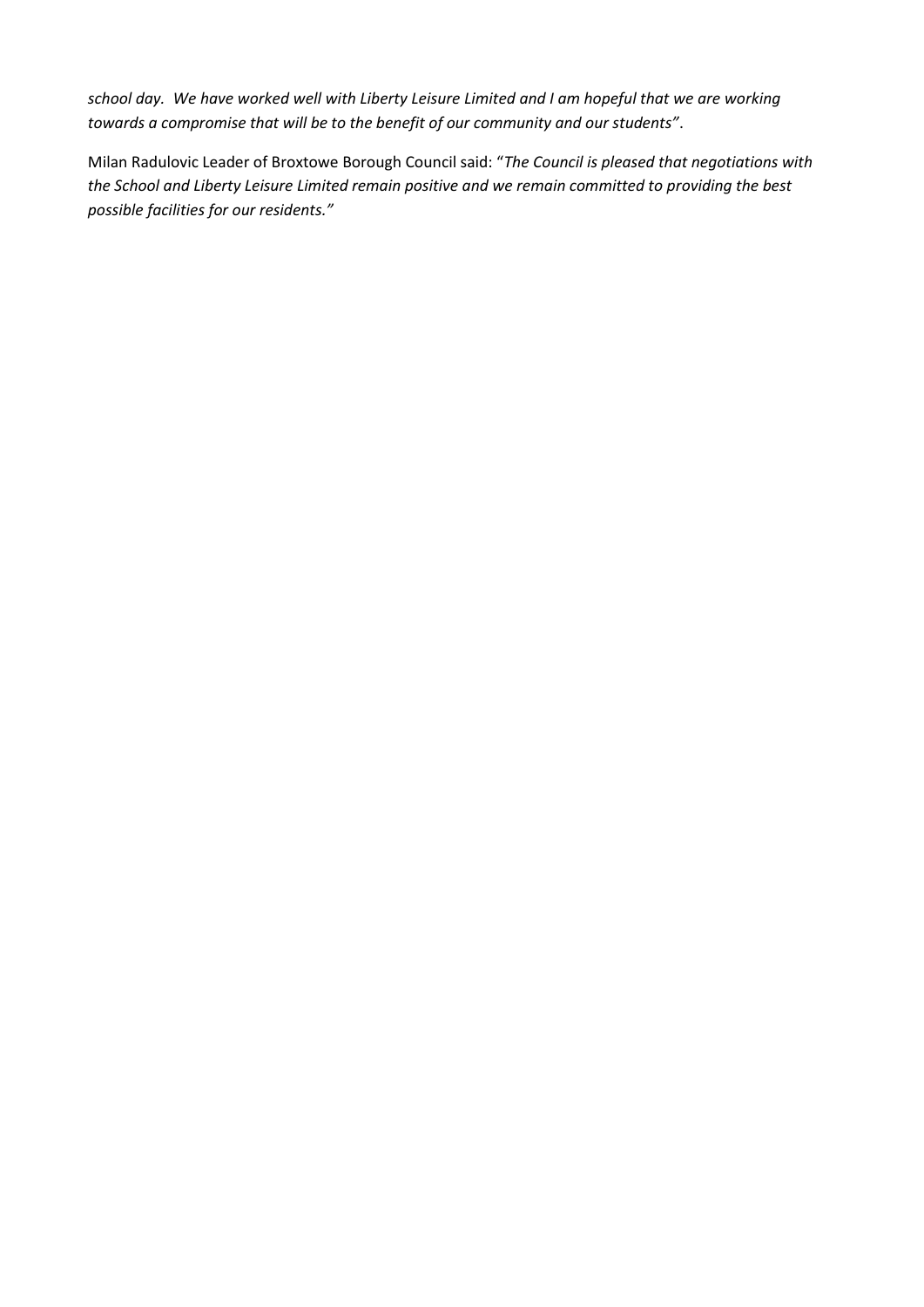*school day. We have worked well with Liberty Leisure Limited and I am hopeful that we are working towards a compromise that will be to the benefit of our community and our students"*.

Milan Radulovic Leader of Broxtowe Borough Council said: "*The Council is pleased that negotiations with the School and Liberty Leisure Limited remain positive and we remain committed to providing the best possible facilities for our residents."*